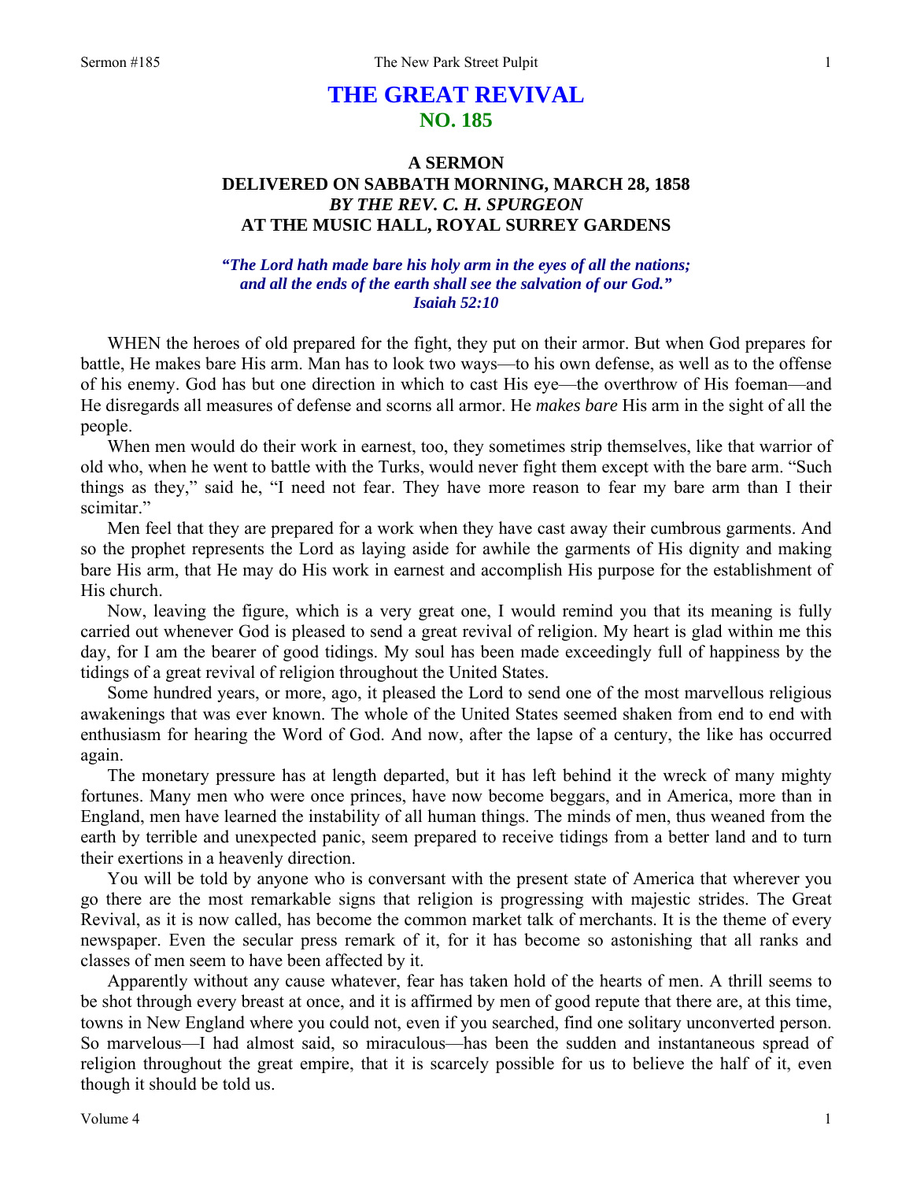# THE GREAT REVIVAL
## NO. 185

### A SERMON
### DELIVERED ON SABBATH MORNING, MARCH 28, 1858
### *BY THE REV. C. H. SPURGEON*
### AT THE MUSIC HALL, ROYAL SURREY GARDENS

***"The Lord hath made bare his holy arm in the eyes of all the nations; and all the ends of the earth shall see the salvation of our God." Isaiah 52:10***

WHEN the heroes of old prepared for the fight, they put on their armor. But when God prepares for battle, He makes bare His arm. Man has to look two ways—to his own defense, as well as to the offense of his enemy. God has but one direction in which to cast His eye—the overthrow of His foeman—and He disregards all measures of defense and scorns all armor. He *makes bare* His arm in the sight of all the people.

When men would do their work in earnest, too, they sometimes strip themselves, like that warrior of old who, when he went to battle with the Turks, would never fight them except with the bare arm. "Such things as they," said he, "I need not fear. They have more reason to fear my bare arm than I their scimitar."

Men feel that they are prepared for a work when they have cast away their cumbrous garments. And so the prophet represents the Lord as laying aside for awhile the garments of His dignity and making bare His arm, that He may do His work in earnest and accomplish His purpose for the establishment of His church.

Now, leaving the figure, which is a very great one, I would remind you that its meaning is fully carried out whenever God is pleased to send a great revival of religion. My heart is glad within me this day, for I am the bearer of good tidings. My soul has been made exceedingly full of happiness by the tidings of a great revival of religion throughout the United States.

Some hundred years, or more, ago, it pleased the Lord to send one of the most marvellous religious awakenings that was ever known. The whole of the United States seemed shaken from end to end with enthusiasm for hearing the Word of God. And now, after the lapse of a century, the like has occurred again.

The monetary pressure has at length departed, but it has left behind it the wreck of many mighty fortunes. Many men who were once princes, have now become beggars, and in America, more than in England, men have learned the instability of all human things. The minds of men, thus weaned from the earth by terrible and unexpected panic, seem prepared to receive tidings from a better land and to turn their exertions in a heavenly direction.

You will be told by anyone who is conversant with the present state of America that wherever you go there are the most remarkable signs that religion is progressing with majestic strides. The Great Revival, as it is now called, has become the common market talk of merchants. It is the theme of every newspaper. Even the secular press remark of it, for it has become so astonishing that all ranks and classes of men seem to have been affected by it.

Apparently without any cause whatever, fear has taken hold of the hearts of men. A thrill seems to be shot through every breast at once, and it is affirmed by men of good repute that there are, at this time, towns in New England where you could not, even if you searched, find one solitary unconverted person. So marvelous—I had almost said, so miraculous—has been the sudden and instantaneous spread of religion throughout the great empire, that it is scarcely possible for us to believe the half of it, even though it should be told us.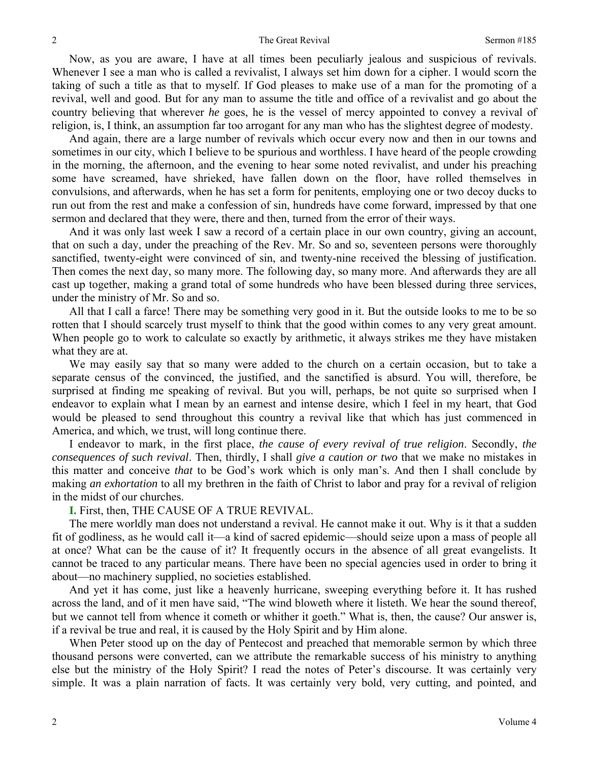Now, as you are aware, I have at all times been peculiarly jealous and suspicious of revivals. Whenever I see a man who is called a revivalist, I always set him down for a cipher. I would scorn the taking of such a title as that to myself. If God pleases to make use of a man for the promoting of a revival, well and good. But for any man to assume the title and office of a revivalist and go about the country believing that wherever *he* goes, he is the vessel of mercy appointed to convey a revival of religion, is, I think, an assumption far too arrogant for any man who has the slightest degree of modesty.

And again, there are a large number of revivals which occur every now and then in our towns and sometimes in our city, which I believe to be spurious and worthless. I have heard of the people crowding in the morning, the afternoon, and the evening to hear some noted revivalist, and under his preaching some have screamed, have shrieked, have fallen down on the floor, have rolled themselves in convulsions, and afterwards, when he has set a form for penitents, employing one or two decoy ducks to run out from the rest and make a confession of sin, hundreds have come forward, impressed by that one sermon and declared that they were, there and then, turned from the error of their ways.

And it was only last week I saw a record of a certain place in our own country, giving an account, that on such a day, under the preaching of the Rev. Mr. So and so, seventeen persons were thoroughly sanctified, twenty-eight were convinced of sin, and twenty-nine received the blessing of justification. Then comes the next day, so many more. The following day, so many more. And afterwards they are all cast up together, making a grand total of some hundreds who have been blessed during three services, under the ministry of Mr. So and so.

All that I call a farce! There may be something very good in it. But the outside looks to me to be so rotten that I should scarcely trust myself to think that the good within comes to any very great amount. When people go to work to calculate so exactly by arithmetic, it always strikes me they have mistaken what they are at.

We may easily say that so many were added to the church on a certain occasion, but to take a separate census of the convinced, the justified, and the sanctified is absurd. You will, therefore, be surprised at finding me speaking of revival. But you will, perhaps, be not quite so surprised when I endeavor to explain what I mean by an earnest and intense desire, which I feel in my heart, that God would be pleased to send throughout this country a revival like that which has just commenced in America, and which, we trust, will long continue there.

I endeavor to mark, in the first place, *the cause of every revival of true religion*. Secondly, *the consequences of such revival*. Then, thirdly, I shall *give a caution or two* that we make no mistakes in this matter and conceive *that* to be God's work which is only man's. And then I shall conclude by making *an exhortation* to all my brethren in the faith of Christ to labor and pray for a revival of religion in the midst of our churches.

**I.** First, then, THE CAUSE OF A TRUE REVIVAL.

The mere worldly man does not understand a revival. He cannot make it out. Why is it that a sudden fit of godliness, as he would call it—a kind of sacred epidemic—should seize upon a mass of people all at once? What can be the cause of it? It frequently occurs in the absence of all great evangelists. It cannot be traced to any particular means. There have been no special agencies used in order to bring it about—no machinery supplied, no societies established.

And yet it has come, just like a heavenly hurricane, sweeping everything before it. It has rushed across the land, and of it men have said, "The wind bloweth where it listeth. We hear the sound thereof, but we cannot tell from whence it cometh or whither it goeth." What is, then, the cause? Our answer is, if a revival be true and real, it is caused by the Holy Spirit and by Him alone.

When Peter stood up on the day of Pentecost and preached that memorable sermon by which three thousand persons were converted, can we attribute the remarkable success of his ministry to anything else but the ministry of the Holy Spirit? I read the notes of Peter's discourse. It was certainly very simple. It was a plain narration of facts. It was certainly very bold, very cutting, and pointed, and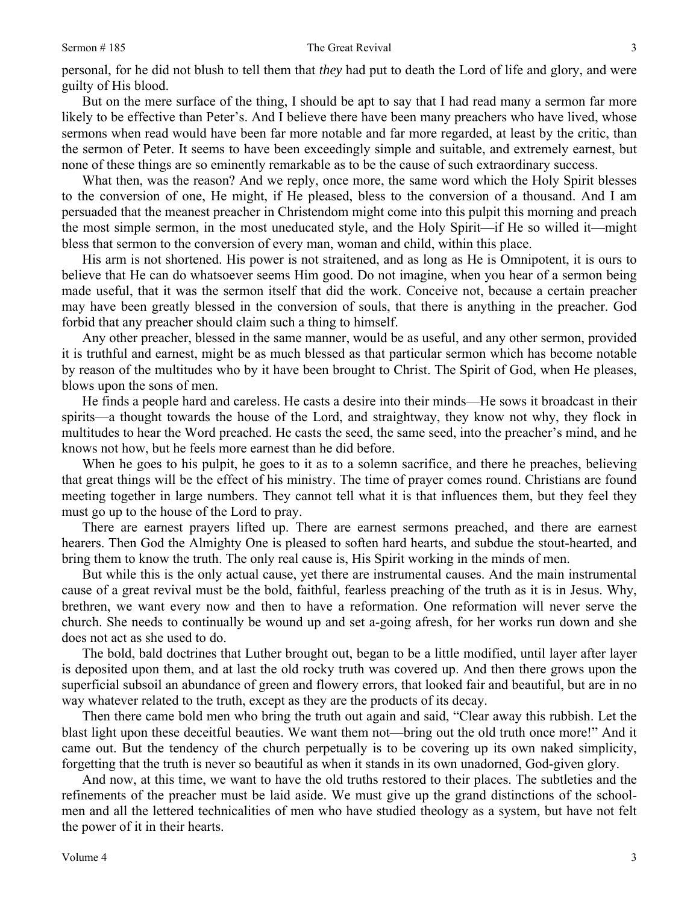personal, for he did not blush to tell them that *they* had put to death the Lord of life and glory, and were guilty of His blood.

But on the mere surface of the thing, I should be apt to say that I had read many a sermon far more likely to be effective than Peter's. And I believe there have been many preachers who have lived, whose sermons when read would have been far more notable and far more regarded, at least by the critic, than the sermon of Peter. It seems to have been exceedingly simple and suitable, and extremely earnest, but none of these things are so eminently remarkable as to be the cause of such extraordinary success.

What then, was the reason? And we reply, once more, the same word which the Holy Spirit blesses to the conversion of one, He might, if He pleased, bless to the conversion of a thousand. And I am persuaded that the meanest preacher in Christendom might come into this pulpit this morning and preach the most simple sermon, in the most uneducated style, and the Holy Spirit—if He so willed it—might bless that sermon to the conversion of every man, woman and child, within this place.

His arm is not shortened. His power is not straitened, and as long as He is Omnipotent, it is ours to believe that He can do whatsoever seems Him good. Do not imagine, when you hear of a sermon being made useful, that it was the sermon itself that did the work. Conceive not, because a certain preacher may have been greatly blessed in the conversion of souls, that there is anything in the preacher. God forbid that any preacher should claim such a thing to himself.

Any other preacher, blessed in the same manner, would be as useful, and any other sermon, provided it is truthful and earnest, might be as much blessed as that particular sermon which has become notable by reason of the multitudes who by it have been brought to Christ. The Spirit of God, when He pleases, blows upon the sons of men.

He finds a people hard and careless. He casts a desire into their minds—He sows it broadcast in their spirits—a thought towards the house of the Lord, and straightway, they know not why, they flock in multitudes to hear the Word preached. He casts the seed, the same seed, into the preacher's mind, and he knows not how, but he feels more earnest than he did before.

When he goes to his pulpit, he goes to it as to a solemn sacrifice, and there he preaches, believing that great things will be the effect of his ministry. The time of prayer comes round. Christians are found meeting together in large numbers. They cannot tell what it is that influences them, but they feel they must go up to the house of the Lord to pray.

There are earnest prayers lifted up. There are earnest sermons preached, and there are earnest hearers. Then God the Almighty One is pleased to soften hard hearts, and subdue the stout-hearted, and bring them to know the truth. The only real cause is, His Spirit working in the minds of men.

But while this is the only actual cause, yet there are instrumental causes. And the main instrumental cause of a great revival must be the bold, faithful, fearless preaching of the truth as it is in Jesus. Why, brethren, we want every now and then to have a reformation. One reformation will never serve the church. She needs to continually be wound up and set a-going afresh, for her works run down and she does not act as she used to do.

The bold, bald doctrines that Luther brought out, began to be a little modified, until layer after layer is deposited upon them, and at last the old rocky truth was covered up. And then there grows upon the superficial subsoil an abundance of green and flowery errors, that looked fair and beautiful, but are in no way whatever related to the truth, except as they are the products of its decay.

Then there came bold men who bring the truth out again and said, "Clear away this rubbish. Let the blast light upon these deceitful beauties. We want them not—bring out the old truth once more!" And it came out. But the tendency of the church perpetually is to be covering up its own naked simplicity, forgetting that the truth is never so beautiful as when it stands in its own unadorned, God-given glory.

And now, at this time, we want to have the old truths restored to their places. The subtleties and the refinements of the preacher must be laid aside. We must give up the grand distinctions of the school-men and all the lettered technicalities of men who have studied theology as a system, but have not felt the power of it in their hearts.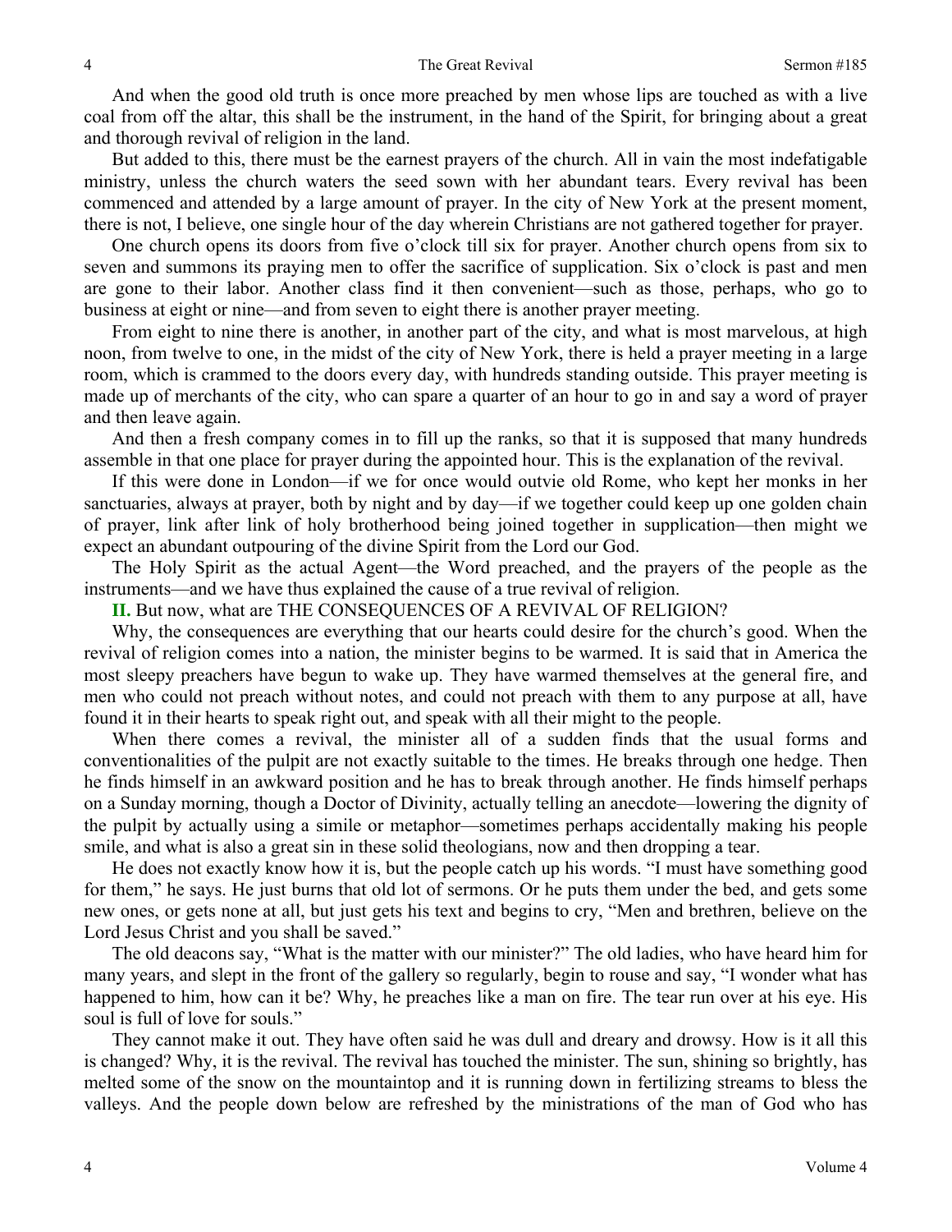And when the good old truth is once more preached by men whose lips are touched as with a live coal from off the altar, this shall be the instrument, in the hand of the Spirit, for bringing about a great and thorough revival of religion in the land.

But added to this, there must be the earnest prayers of the church. All in vain the most indefatigable ministry, unless the church waters the seed sown with her abundant tears. Every revival has been commenced and attended by a large amount of prayer. In the city of New York at the present moment, there is not, I believe, one single hour of the day wherein Christians are not gathered together for prayer.

One church opens its doors from five o'clock till six for prayer. Another church opens from six to seven and summons its praying men to offer the sacrifice of supplication. Six o'clock is past and men are gone to their labor. Another class find it then convenient—such as those, perhaps, who go to business at eight or nine—and from seven to eight there is another prayer meeting.

From eight to nine there is another, in another part of the city, and what is most marvelous, at high noon, from twelve to one, in the midst of the city of New York, there is held a prayer meeting in a large room, which is crammed to the doors every day, with hundreds standing outside. This prayer meeting is made up of merchants of the city, who can spare a quarter of an hour to go in and say a word of prayer and then leave again.

And then a fresh company comes in to fill up the ranks, so that it is supposed that many hundreds assemble in that one place for prayer during the appointed hour. This is the explanation of the revival.

If this were done in London—if we for once would outvie old Rome, who kept her monks in her sanctuaries, always at prayer, both by night and by day—if we together could keep up one golden chain of prayer, link after link of holy brotherhood being joined together in supplication—then might we expect an abundant outpouring of the divine Spirit from the Lord our God.

The Holy Spirit as the actual Agent—the Word preached, and the prayers of the people as the instruments—and we have thus explained the cause of a true revival of religion.

**II.** But now, what are THE CONSEQUENCES OF A REVIVAL OF RELIGION?

Why, the consequences are everything that our hearts could desire for the church's good. When the revival of religion comes into a nation, the minister begins to be warmed. It is said that in America the most sleepy preachers have begun to wake up. They have warmed themselves at the general fire, and men who could not preach without notes, and could not preach with them to any purpose at all, have found it in their hearts to speak right out, and speak with all their might to the people.

When there comes a revival, the minister all of a sudden finds that the usual forms and conventionalities of the pulpit are not exactly suitable to the times. He breaks through one hedge. Then he finds himself in an awkward position and he has to break through another. He finds himself perhaps on a Sunday morning, though a Doctor of Divinity, actually telling an anecdote—lowering the dignity of the pulpit by actually using a simile or metaphor—sometimes perhaps accidentally making his people smile, and what is also a great sin in these solid theologians, now and then dropping a tear.

He does not exactly know how it is, but the people catch up his words. "I must have something good for them," he says. He just burns that old lot of sermons. Or he puts them under the bed, and gets some new ones, or gets none at all, but just gets his text and begins to cry, "Men and brethren, believe on the Lord Jesus Christ and you shall be saved."

The old deacons say, "What is the matter with our minister?" The old ladies, who have heard him for many years, and slept in the front of the gallery so regularly, begin to rouse and say, "I wonder what has happened to him, how can it be? Why, he preaches like a man on fire. The tear run over at his eye. His soul is full of love for souls."

They cannot make it out. They have often said he was dull and dreary and drowsy. How is it all this is changed? Why, it is the revival. The revival has touched the minister. The sun, shining so brightly, has melted some of the snow on the mountaintop and it is running down in fertilizing streams to bless the valleys. And the people down below are refreshed by the ministrations of the man of God who has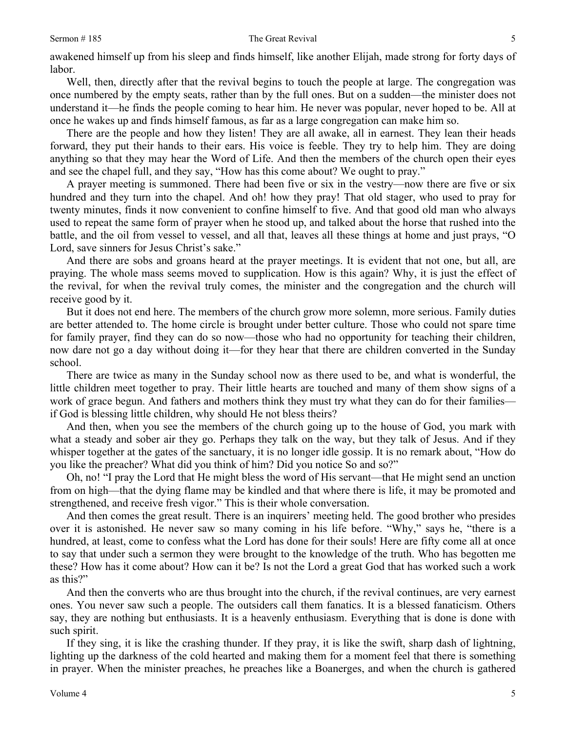awakened himself up from his sleep and finds himself, like another Elijah, made strong for forty days of labor.

Well, then, directly after that the revival begins to touch the people at large. The congregation was once numbered by the empty seats, rather than by the full ones. But on a sudden—the minister does not understand it—he finds the people coming to hear him. He never was popular, never hoped to be. All at once he wakes up and finds himself famous, as far as a large congregation can make him so.

There are the people and how they listen! They are all awake, all in earnest. They lean their heads forward, they put their hands to their ears. His voice is feeble. They try to help him. They are doing anything so that they may hear the Word of Life. And then the members of the church open their eyes and see the chapel full, and they say, "How has this come about? We ought to pray."

A prayer meeting is summoned. There had been five or six in the vestry—now there are five or six hundred and they turn into the chapel. And oh! how they pray! That old stager, who used to pray for twenty minutes, finds it now convenient to confine himself to five. And that good old man who always used to repeat the same form of prayer when he stood up, and talked about the horse that rushed into the battle, and the oil from vessel to vessel, and all that, leaves all these things at home and just prays, "O Lord, save sinners for Jesus Christ's sake."

And there are sobs and groans heard at the prayer meetings. It is evident that not one, but all, are praying. The whole mass seems moved to supplication. How is this again? Why, it is just the effect of the revival, for when the revival truly comes, the minister and the congregation and the church will receive good by it.

But it does not end here. The members of the church grow more solemn, more serious. Family duties are better attended to. The home circle is brought under better culture. Those who could not spare time for family prayer, find they can do so now—those who had no opportunity for teaching their children, now dare not go a day without doing it—for they hear that there are children converted in the Sunday school.

There are twice as many in the Sunday school now as there used to be, and what is wonderful, the little children meet together to pray. Their little hearts are touched and many of them show signs of a work of grace begun. And fathers and mothers think they must try what they can do for their families—if God is blessing little children, why should He not bless theirs?

And then, when you see the members of the church going up to the house of God, you mark with what a steady and sober air they go. Perhaps they talk on the way, but they talk of Jesus. And if they whisper together at the gates of the sanctuary, it is no longer idle gossip. It is no remark about, "How do you like the preacher? What did you think of him? Did you notice So and so?"

Oh, no! "I pray the Lord that He might bless the word of His servant—that He might send an unction from on high—that the dying flame may be kindled and that where there is life, it may be promoted and strengthened, and receive fresh vigor." This is their whole conversation.

And then comes the great result. There is an inquirers' meeting held. The good brother who presides over it is astonished. He never saw so many coming in his life before. "Why," says he, "there is a hundred, at least, come to confess what the Lord has done for their souls! Here are fifty come all at once to say that under such a sermon they were brought to the knowledge of the truth. Who has begotten me these? How has it come about? How can it be? Is not the Lord a great God that has worked such a work as this?"

And then the converts who are thus brought into the church, if the revival continues, are very earnest ones. You never saw such a people. The outsiders call them fanatics. It is a blessed fanaticism. Others say, they are nothing but enthusiasts. It is a heavenly enthusiasm. Everything that is done is done with such spirit.

If they sing, it is like the crashing thunder. If they pray, it is like the swift, sharp dash of lightning, lighting up the darkness of the cold hearted and making them for a moment feel that there is something in prayer. When the minister preaches, he preaches like a Boanerges, and when the church is gathered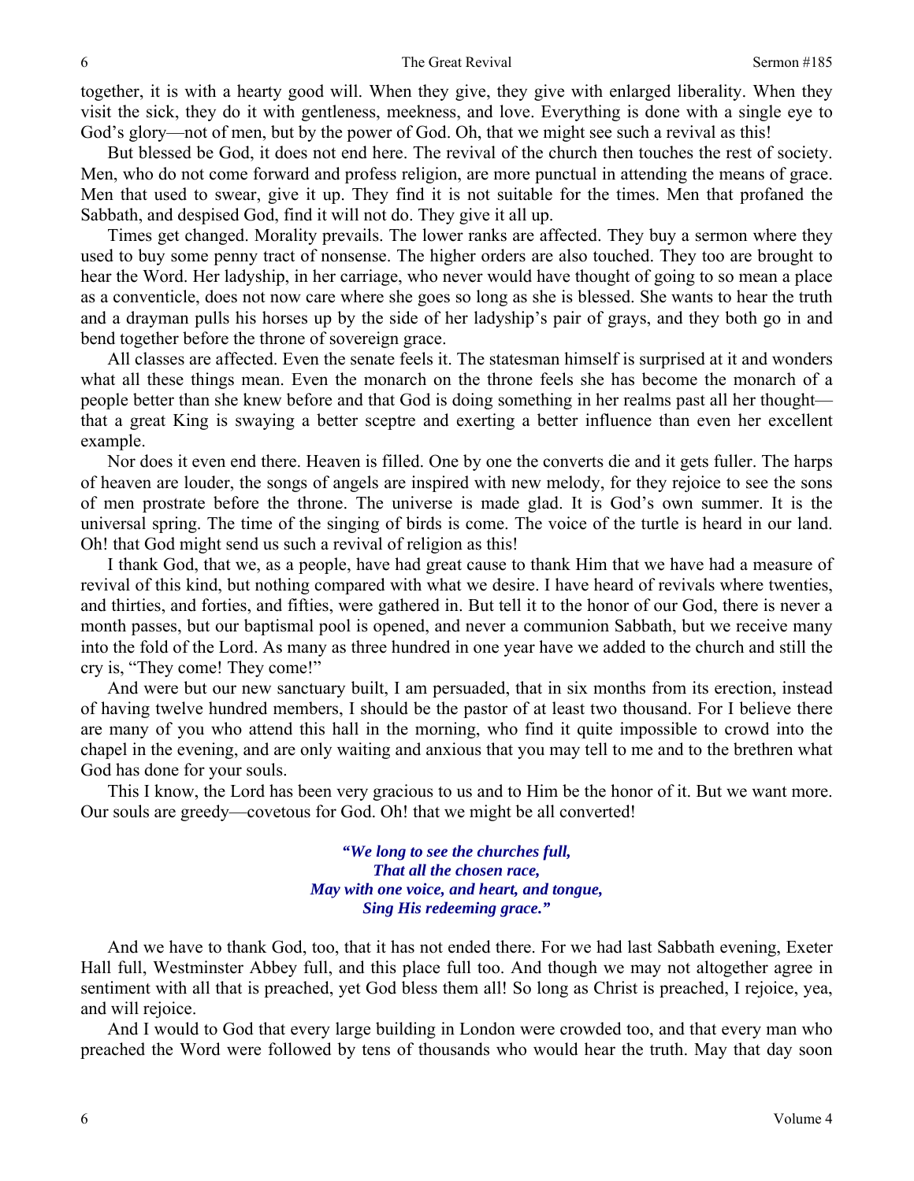together, it is with a hearty good will. When they give, they give with enlarged liberality. When they visit the sick, they do it with gentleness, meekness, and love. Everything is done with a single eye to God's glory—not of men, but by the power of God. Oh, that we might see such a revival as this!

But blessed be God, it does not end here. The revival of the church then touches the rest of society. Men, who do not come forward and profess religion, are more punctual in attending the means of grace. Men that used to swear, give it up. They find it is not suitable for the times. Men that profaned the Sabbath, and despised God, find it will not do. They give it all up.

Times get changed. Morality prevails. The lower ranks are affected. They buy a sermon where they used to buy some penny tract of nonsense. The higher orders are also touched. They too are brought to hear the Word. Her ladyship, in her carriage, who never would have thought of going to so mean a place as a conventicle, does not now care where she goes so long as she is blessed. She wants to hear the truth and a drayman pulls his horses up by the side of her ladyship's pair of grays, and they both go in and bend together before the throne of sovereign grace.

All classes are affected. Even the senate feels it. The statesman himself is surprised at it and wonders what all these things mean. Even the monarch on the throne feels she has become the monarch of a people better than she knew before and that God is doing something in her realms past all her thought—that a great King is swaying a better sceptre and exerting a better influence than even her excellent example.

Nor does it even end there. Heaven is filled. One by one the converts die and it gets fuller. The harps of heaven are louder, the songs of angels are inspired with new melody, for they rejoice to see the sons of men prostrate before the throne. The universe is made glad. It is God's own summer. It is the universal spring. The time of the singing of birds is come. The voice of the turtle is heard in our land. Oh! that God might send us such a revival of religion as this!

I thank God, that we, as a people, have had great cause to thank Him that we have had a measure of revival of this kind, but nothing compared with what we desire. I have heard of revivals where twenties, and thirties, and forties, and fifties, were gathered in. But tell it to the honor of our God, there is never a month passes, but our baptismal pool is opened, and never a communion Sabbath, but we receive many into the fold of the Lord. As many as three hundred in one year have we added to the church and still the cry is, "They come! They come!"

And were but our new sanctuary built, I am persuaded, that in six months from its erection, instead of having twelve hundred members, I should be the pastor of at least two thousand. For I believe there are many of you who attend this hall in the morning, who find it quite impossible to crowd into the chapel in the evening, and are only waiting and anxious that you may tell to me and to the brethren what God has done for your souls.

This I know, the Lord has been very gracious to us and to Him be the honor of it. But we want more. Our souls are greedy—covetous for God. Oh! that we might be all converted!

> ***"We long to see the churches full,***
> ***That all the chosen race,***
> ***May with one voice, and heart, and tongue,***
> ***Sing His redeeming grace."***

And we have to thank God, too, that it has not ended there. For we had last Sabbath evening, Exeter Hall full, Westminster Abbey full, and this place full too. And though we may not altogether agree in sentiment with all that is preached, yet God bless them all! So long as Christ is preached, I rejoice, yea, and will rejoice.

And I would to God that every large building in London were crowded too, and that every man who preached the Word were followed by tens of thousands who would hear the truth. May that day soon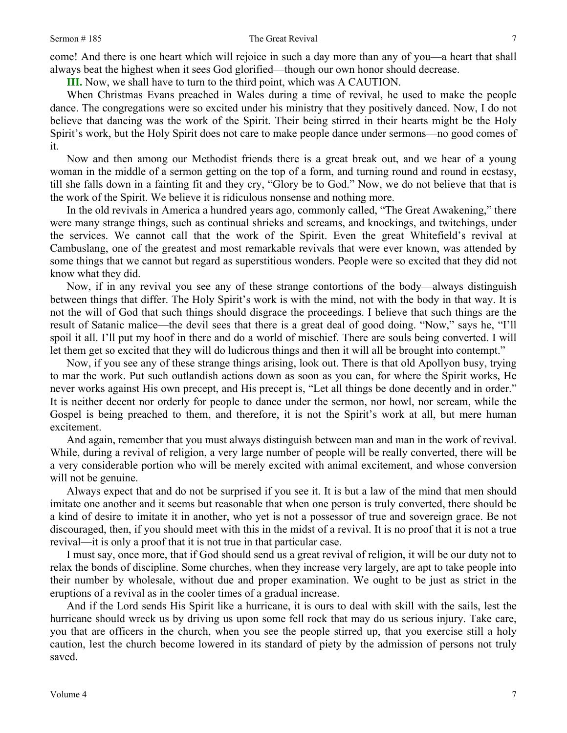come! And there is one heart which will rejoice in such a day more than any of you—a heart that shall always beat the highest when it sees God glorified—though our own honor should decrease.

**III.** Now, we shall have to turn to the third point, which was A CAUTION.

When Christmas Evans preached in Wales during a time of revival, he used to make the people dance. The congregations were so excited under his ministry that they positively danced. Now, I do not believe that dancing was the work of the Spirit. Their being stirred in their hearts might be the Holy Spirit's work, but the Holy Spirit does not care to make people dance under sermons—no good comes of it.

Now and then among our Methodist friends there is a great break out, and we hear of a young woman in the middle of a sermon getting on the top of a form, and turning round and round in ecstasy, till she falls down in a fainting fit and they cry, "Glory be to God." Now, we do not believe that that is the work of the Spirit. We believe it is ridiculous nonsense and nothing more.

In the old revivals in America a hundred years ago, commonly called, "The Great Awakening," there were many strange things, such as continual shrieks and screams, and knockings, and twitchings, under the services. We cannot call that the work of the Spirit. Even the great Whitefield's revival at Cambuslang, one of the greatest and most remarkable revivals that were ever known, was attended by some things that we cannot but regard as superstitious wonders. People were so excited that they did not know what they did.

Now, if in any revival you see any of these strange contortions of the body—always distinguish between things that differ. The Holy Spirit's work is with the mind, not with the body in that way. It is not the will of God that such things should disgrace the proceedings. I believe that such things are the result of Satanic malice—the devil sees that there is a great deal of good doing. "Now," says he, "I'll spoil it all. I'll put my hoof in there and do a world of mischief. There are souls being converted. I will let them get so excited that they will do ludicrous things and then it will all be brought into contempt."

Now, if you see any of these strange things arising, look out. There is that old Apollyon busy, trying to mar the work. Put such outlandish actions down as soon as you can, for where the Spirit works, He never works against His own precept, and His precept is, "Let all things be done decently and in order." It is neither decent nor orderly for people to dance under the sermon, nor howl, nor scream, while the Gospel is being preached to them, and therefore, it is not the Spirit's work at all, but mere human excitement.

And again, remember that you must always distinguish between man and man in the work of revival. While, during a revival of religion, a very large number of people will be really converted, there will be a very considerable portion who will be merely excited with animal excitement, and whose conversion will not be genuine.

Always expect that and do not be surprised if you see it. It is but a law of the mind that men should imitate one another and it seems but reasonable that when one person is truly converted, there should be a kind of desire to imitate it in another, who yet is not a possessor of true and sovereign grace. Be not discouraged, then, if you should meet with this in the midst of a revival. It is no proof that it is not a true revival—it is only a proof that it is not true in that particular case.

I must say, once more, that if God should send us a great revival of religion, it will be our duty not to relax the bonds of discipline. Some churches, when they increase very largely, are apt to take people into their number by wholesale, without due and proper examination. We ought to be just as strict in the eruptions of a revival as in the cooler times of a gradual increase.

And if the Lord sends His Spirit like a hurricane, it is ours to deal with skill with the sails, lest the hurricane should wreck us by driving us upon some fell rock that may do us serious injury. Take care, you that are officers in the church, when you see the people stirred up, that you exercise still a holy caution, lest the church become lowered in its standard of piety by the admission of persons not truly saved.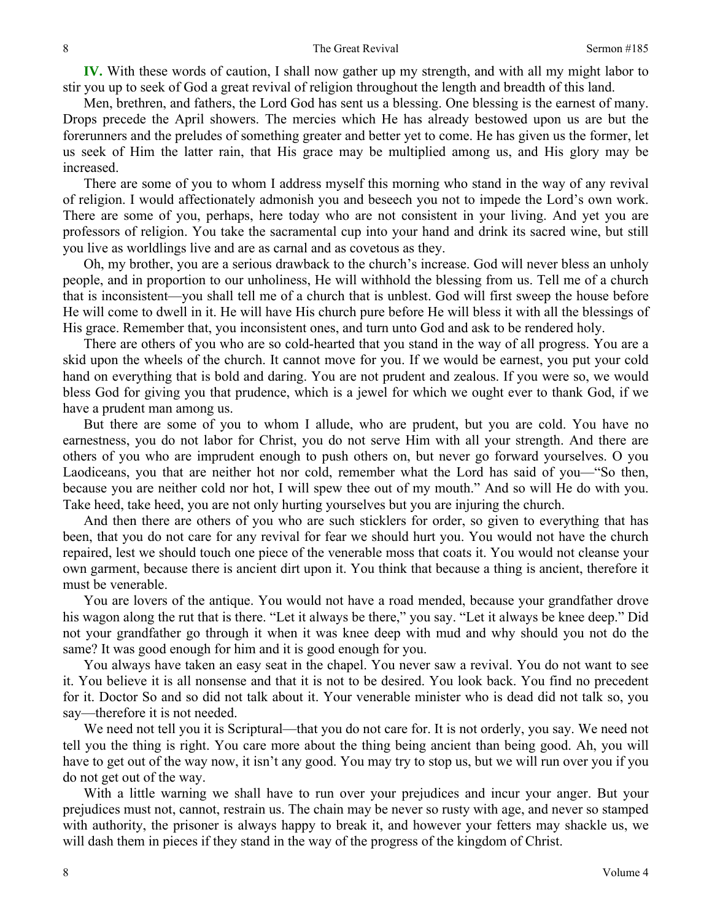**IV.** With these words of caution, I shall now gather up my strength, and with all my might labor to stir you up to seek of God a great revival of religion throughout the length and breadth of this land.

Men, brethren, and fathers, the Lord God has sent us a blessing. One blessing is the earnest of many. Drops precede the April showers. The mercies which He has already bestowed upon us are but the forerunners and the preludes of something greater and better yet to come. He has given us the former, let us seek of Him the latter rain, that His grace may be multiplied among us, and His glory may be increased.

There are some of you to whom I address myself this morning who stand in the way of any revival of religion. I would affectionately admonish you and beseech you not to impede the Lord's own work. There are some of you, perhaps, here today who are not consistent in your living. And yet you are professors of religion. You take the sacramental cup into your hand and drink its sacred wine, but still you live as worldlings live and are as carnal and as covetous as they.

Oh, my brother, you are a serious drawback to the church's increase. God will never bless an unholy people, and in proportion to our unholiness, He will withhold the blessing from us. Tell me of a church that is inconsistent—you shall tell me of a church that is unblest. God will first sweep the house before He will come to dwell in it. He will have His church pure before He will bless it with all the blessings of His grace. Remember that, you inconsistent ones, and turn unto God and ask to be rendered holy.

There are others of you who are so cold-hearted that you stand in the way of all progress. You are a skid upon the wheels of the church. It cannot move for you. If we would be earnest, you put your cold hand on everything that is bold and daring. You are not prudent and zealous. If you were so, we would bless God for giving you that prudence, which is a jewel for which we ought ever to thank God, if we have a prudent man among us.

But there are some of you to whom I allude, who are prudent, but you are cold. You have no earnestness, you do not labor for Christ, you do not serve Him with all your strength. And there are others of you who are imprudent enough to push others on, but never go forward yourselves. O you Laodiceans, you that are neither hot nor cold, remember what the Lord has said of you—"So then, because you are neither cold nor hot, I will spew thee out of my mouth." And so will He do with you. Take heed, take heed, you are not only hurting yourselves but you are injuring the church.

And then there are others of you who are such sticklers for order, so given to everything that has been, that you do not care for any revival for fear we should hurt you. You would not have the church repaired, lest we should touch one piece of the venerable moss that coats it. You would not cleanse your own garment, because there is ancient dirt upon it. You think that because a thing is ancient, therefore it must be venerable.

You are lovers of the antique. You would not have a road mended, because your grandfather drove his wagon along the rut that is there. "Let it always be there," you say. "Let it always be knee deep." Did not your grandfather go through it when it was knee deep with mud and why should you not do the same? It was good enough for him and it is good enough for you.

You always have taken an easy seat in the chapel. You never saw a revival. You do not want to see it. You believe it is all nonsense and that it is not to be desired. You look back. You find no precedent for it. Doctor So and so did not talk about it. Your venerable minister who is dead did not talk so, you say—therefore it is not needed.

We need not tell you it is Scriptural—that you do not care for. It is not orderly, you say. We need not tell you the thing is right. You care more about the thing being ancient than being good. Ah, you will have to get out of the way now, it isn't any good. You may try to stop us, but we will run over you if you do not get out of the way.

With a little warning we shall have to run over your prejudices and incur your anger. But your prejudices must not, cannot, restrain us. The chain may be never so rusty with age, and never so stamped with authority, the prisoner is always happy to break it, and however your fetters may shackle us, we will dash them in pieces if they stand in the way of the progress of the kingdom of Christ.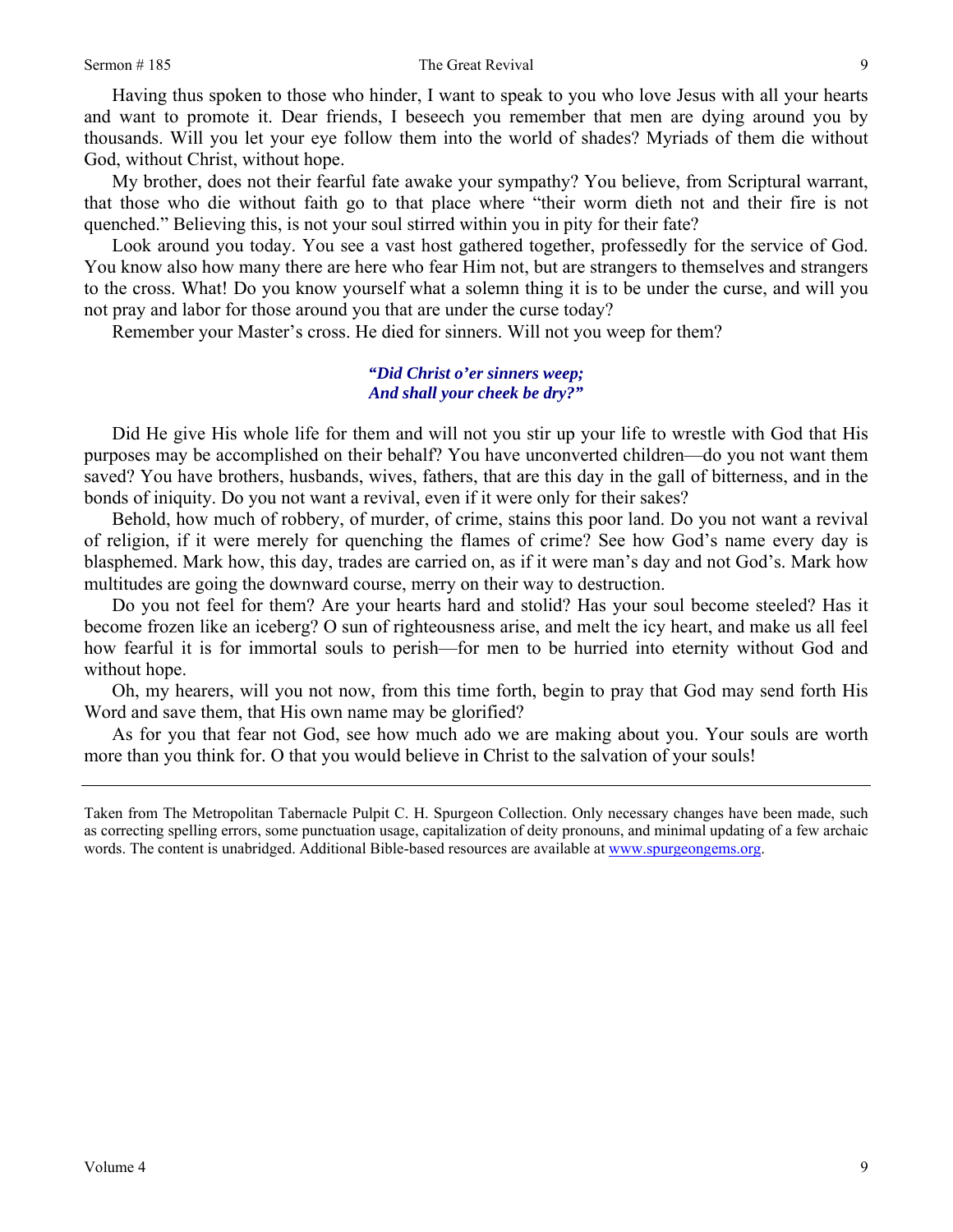Having thus spoken to those who hinder, I want to speak to you who love Jesus with all your hearts and want to promote it. Dear friends, I beseech you remember that men are dying around you by thousands. Will you let your eye follow them into the world of shades? Myriads of them die without God, without Christ, without hope.

My brother, does not their fearful fate awake your sympathy? You believe, from Scriptural warrant, that those who die without faith go to that place where "their worm dieth not and their fire is not quenched." Believing this, is not your soul stirred within you in pity for their fate?

Look around you today. You see a vast host gathered together, professedly for the service of God. You know also how many there are here who fear Him not, but are strangers to themselves and strangers to the cross. What! Do you know yourself what a solemn thing it is to be under the curse, and will you not pray and labor for those around you that are under the curse today?

Remember your Master's cross. He died for sinners. Will not you weep for them?

> ***"Did Christ o'er sinners weep;***
> ***And shall your cheek be dry?"***

Did He give His whole life for them and will not you stir up your life to wrestle with God that His purposes may be accomplished on their behalf? You have unconverted children—do you not want them saved? You have brothers, husbands, wives, fathers, that are this day in the gall of bitterness, and in the bonds of iniquity. Do you not want a revival, even if it were only for their sakes?

Behold, how much of robbery, of murder, of crime, stains this poor land. Do you not want a revival of religion, if it were merely for quenching the flames of crime? See how God's name every day is blasphemed. Mark how, this day, trades are carried on, as if it were man's day and not God's. Mark how multitudes are going the downward course, merry on their way to destruction.

Do you not feel for them? Are your hearts hard and stolid? Has your soul become steeled? Has it become frozen like an iceberg? O sun of righteousness arise, and melt the icy heart, and make us all feel how fearful it is for immortal souls to perish—for men to be hurried into eternity without God and without hope.

Oh, my hearers, will you not now, from this time forth, begin to pray that God may send forth His Word and save them, that His own name may be glorified?

As for you that fear not God, see how much ado we are making about you. Your souls are worth more than you think for. O that you would believe in Christ to the salvation of your souls!

---

Taken from The Metropolitan Tabernacle Pulpit C. H. Spurgeon Collection. Only necessary changes have been made, such as correcting spelling errors, some punctuation usage, capitalization of deity pronouns, and minimal updating of a few archaic words. The content is unabridged. Additional Bible-based resources are available at www.spurgeongems.org.